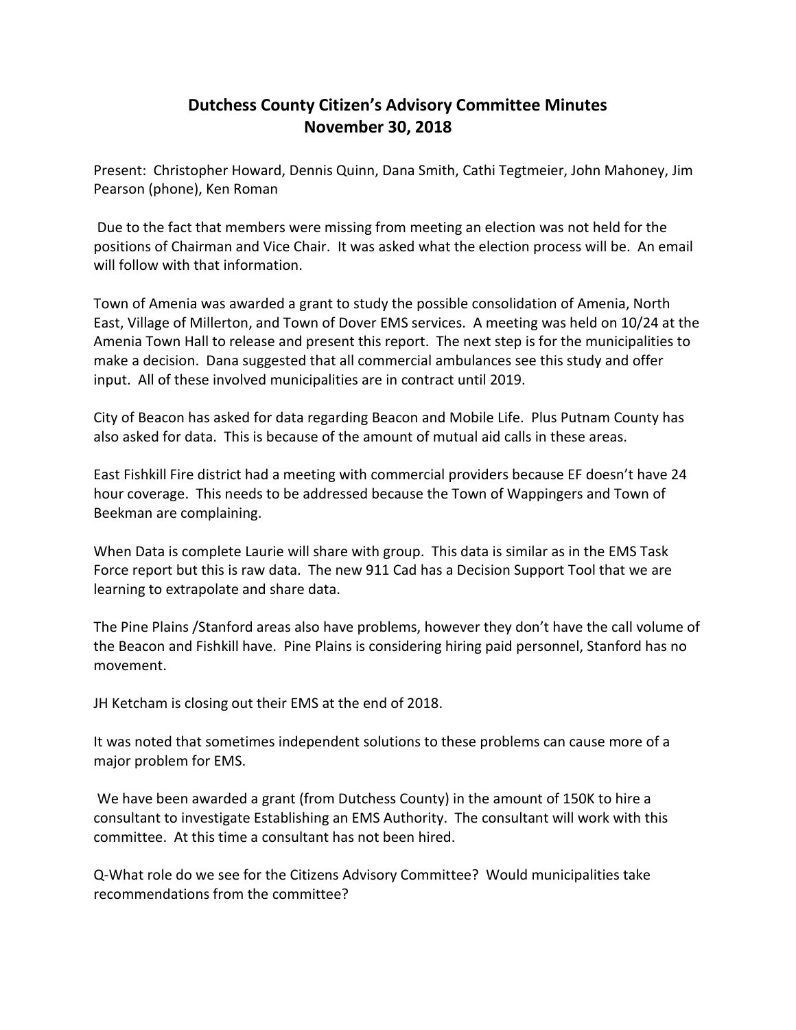# Dutchess County Citizen's Advisory Committee Minutes
## November 30, 2018

Present: Christopher Howard, Dennis Quinn, Dana Smith, Cathi Tegtmeier, John Mahoney, Jim Pearson (phone), Ken Roman

Due to the fact that members were missing from meeting an election was not held for the positions of Chairman and Vice Chair. It was asked what the election process will be. An email will follow with that information.

Town of Amenia was awarded a grant to study the possible consolidation of Amenia, North East, Village of Millerton, and Town of Dover EMS services. A meeting was held on 10/24 at the Amenia Town Hall to release and present this report. The next step is for the municipalities to make a decision. Dana suggested that all commercial ambulances see this study and offer input. All of these involved municipalities are in contract until 2019.

City of Beacon has asked for data regarding Beacon and Mobile Life. Plus Putnam County has also asked for data. This is because of the amount of mutual aid calls in these areas.

East Fishkill Fire district had a meeting with commercial providers because EF doesn't have 24 hour coverage. This needs to be addressed because the Town of Wappingers and Town of Beekman are complaining.

When Data is complete Laurie will share with group. This data is similar as in the EMS Task Force report but this is raw data. The new 911 Cad has a Decision Support Tool that we are learning to extrapolate and share data.

The Pine Plains /Stanford areas also have problems, however they don't have the call volume of the Beacon and Fishkill have. Pine Plains is considering hiring paid personnel, Stanford has no movement.

JH Ketcham is closing out their EMS at the end of 2018.

It was noted that sometimes independent solutions to these problems can cause more of a major problem for EMS.

We have been awarded a grant (from Dutchess County) in the amount of 150K to hire a consultant to investigate Establishing an EMS Authority. The consultant will work with this committee. At this time a consultant has not been hired.

Q-What role do we see for the Citizens Advisory Committee? Would municipalities take recommendations from the committee?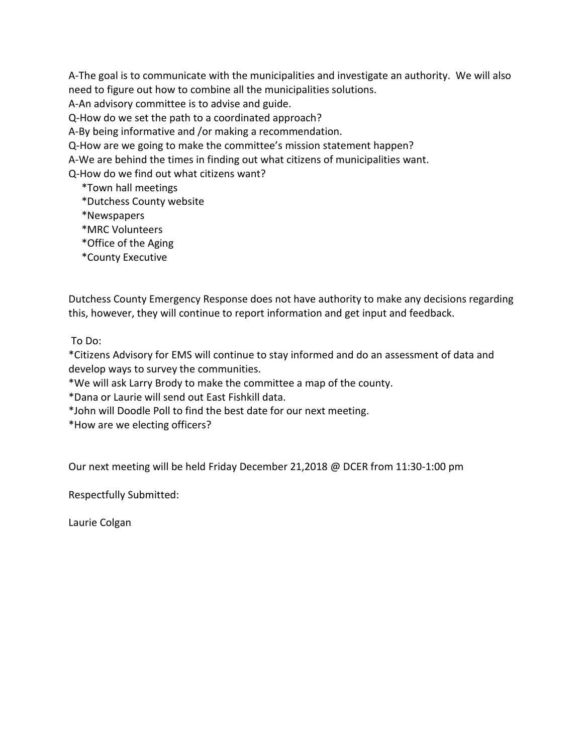A-The goal is to communicate with the municipalities and investigate an authority. We will also need to figure out how to combine all the municipalities solutions.

A-An advisory committee is to advise and guide.

Q-How do we set the path to a coordinated approach?

A-By being informative and /or making a recommendation.

Q-How are we going to make the committee's mission statement happen?

A-We are behind the times in finding out what citizens of municipalities want.

Q-How do we find out what citizens want?

*Town hall meetings
*Dutchess County website
*Newspapers
*MRC Volunteers
*Office of the Aging
*County Executive

Dutchess County Emergency Response does not have authority to make any decisions regarding this, however, they will continue to report information and get input and feedback.

To Do:

*Citizens Advisory for EMS will continue to stay informed and do an assessment of data and develop ways to survey the communities.
*We will ask Larry Brody to make the committee a map of the county.
*Dana or Laurie will send out East Fishkill data.
*John will Doodle Poll to find the best date for our next meeting.
*How are we electing officers?

Our next meeting will be held Friday December 21,2018 @ DCER from 11:30-1:00 pm

Respectfully Submitted:

Laurie Colgan